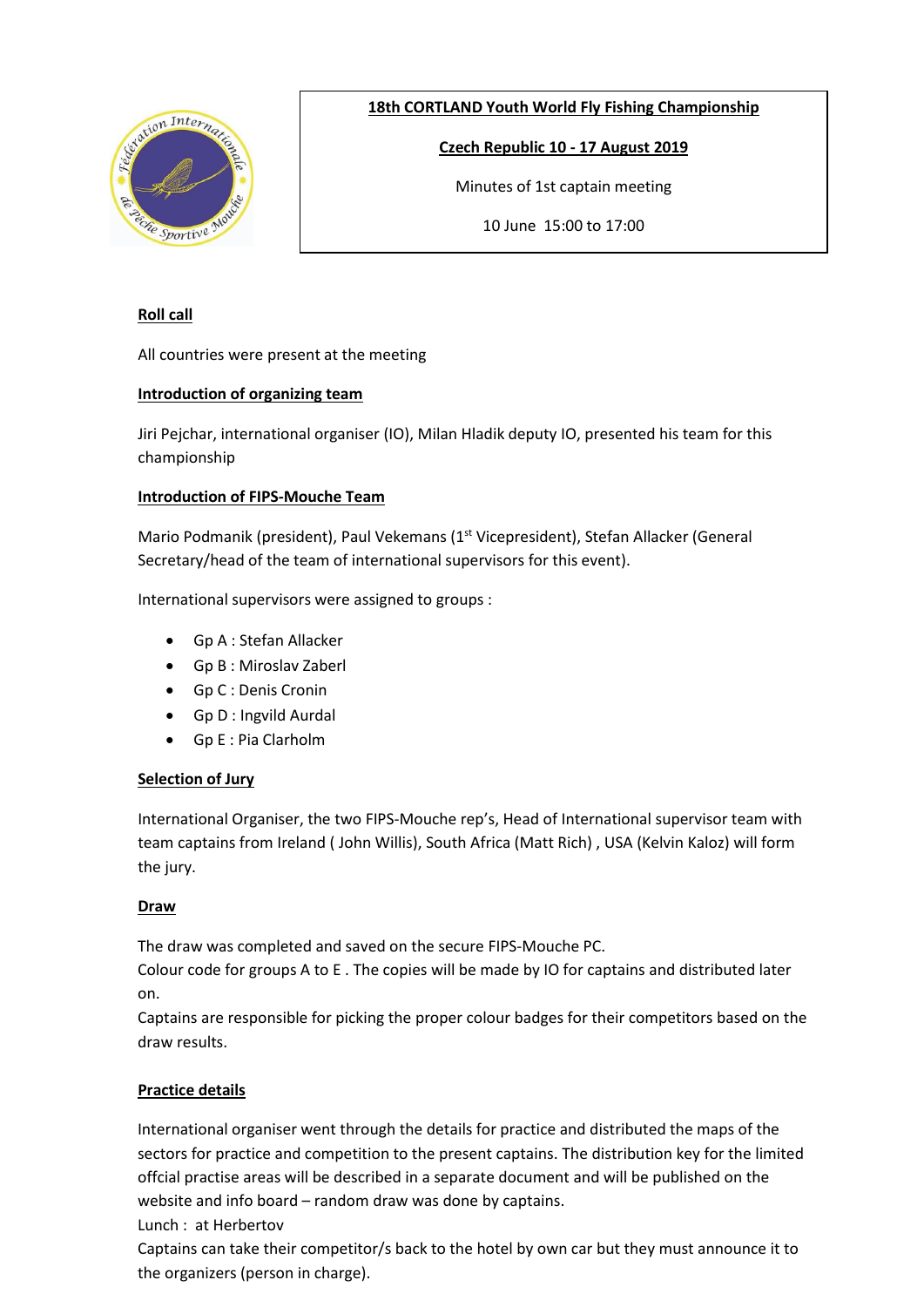**18th CORTLAND Youth World Fly Fishing Championship**

**Czech Republic 10 - 17 August 2019**

Minutes of 1st captain meeting

10 June 15:00 to 17:00

## Roll call

All countries were present at the meeting

## Introduction of organizing team

Jiri Pejchar, international organiser (IO), Milan Hladik deputy IO, presented his team for this championship

## Introduction of FIPS-Mouche Team

Mario Podmanik (president), Paul Vekemans (1st Vicepresident), Stefan Allacker (General Secretary/head of the team of international supervisors for this event).

International supervisors were assigned to groups :

- Gp A : Stefan Allacker
- Gp B : Miroslav Zaberl
- Gp C : Denis Cronin
- Gp D : Ingvild Aurdal
- Gp E : Pia Clarholm

## Selection of Jury

International Organiser, the two FIPS-Mouche rep's, Head of International supervisor team with team captains from Ireland ( John Willis), South Africa (Matt Rich) , USA (Kelvin Kaloz) will form the jury.

## Draw

The draw was completed and saved on the secure FIPS-Mouche PC.
Colour code for groups A to E . The copies will be made by IO for captains and distributed later on.
Captains are responsible for picking the proper colour badges for their competitors based on the draw results.

## Practice details

International organiser went through the details for practice and distributed the maps of the sectors for practice and competition to the present captains. The distribution key for the limited offcial practise areas will be described in a separate document and will be published on the website and info board – random draw was done by captains.
Lunch : at Herbertov
Captains can take their competitor/s back to the hotel by own car but they must announce it to the organizers (person in charge).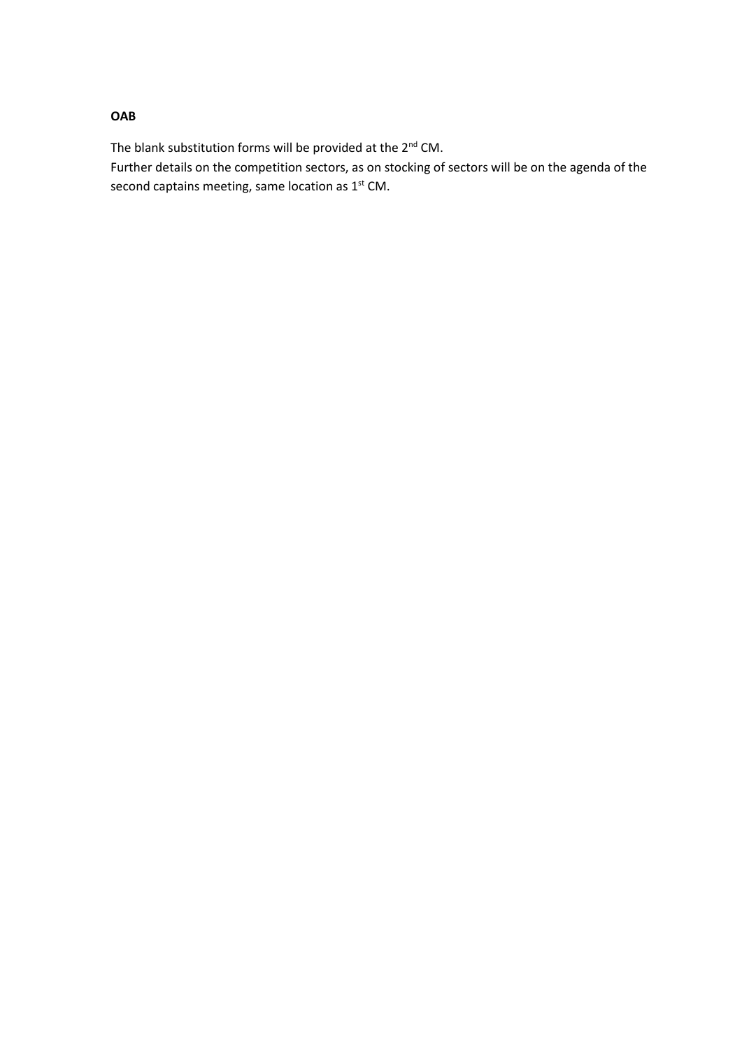**OAB**

The blank substitution forms will be provided at the 2nd CM.
Further details on the competition sectors, as on stocking of sectors will be on the agenda of the second captains meeting, same location as 1st CM.